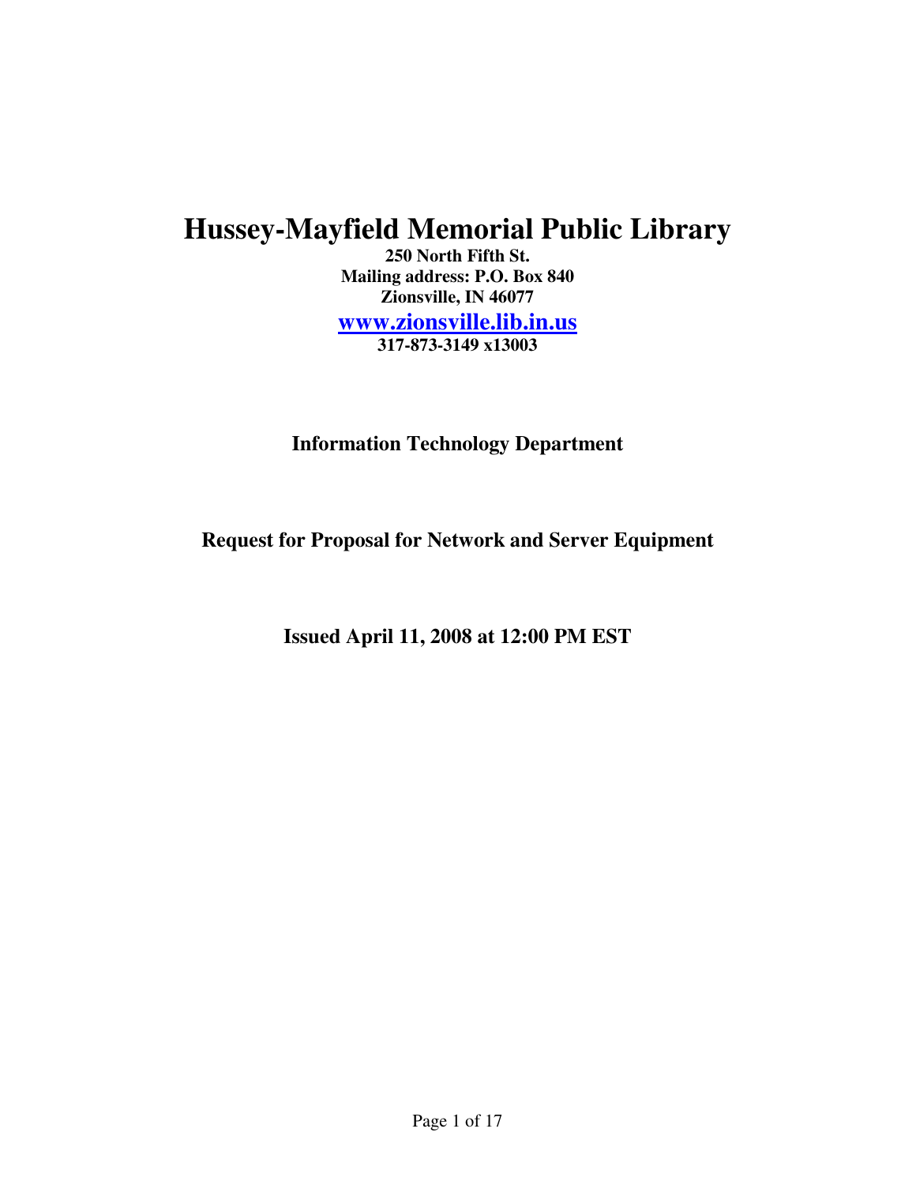# Hussey-Mayfield Memorial Public Library

**250 North Fifth St.**
**Mailing address: P.O. Box 840**
**Zionsville, IN 46077**
**[www.zionsville.lib.in.us](http://www.zionsville.lib.in.us)**
**317-873-3149 x13003**

## Information Technology Department

## Request for Proposal for Network and Server Equipment

## Issued April 11, 2008 at 12:00 PM EST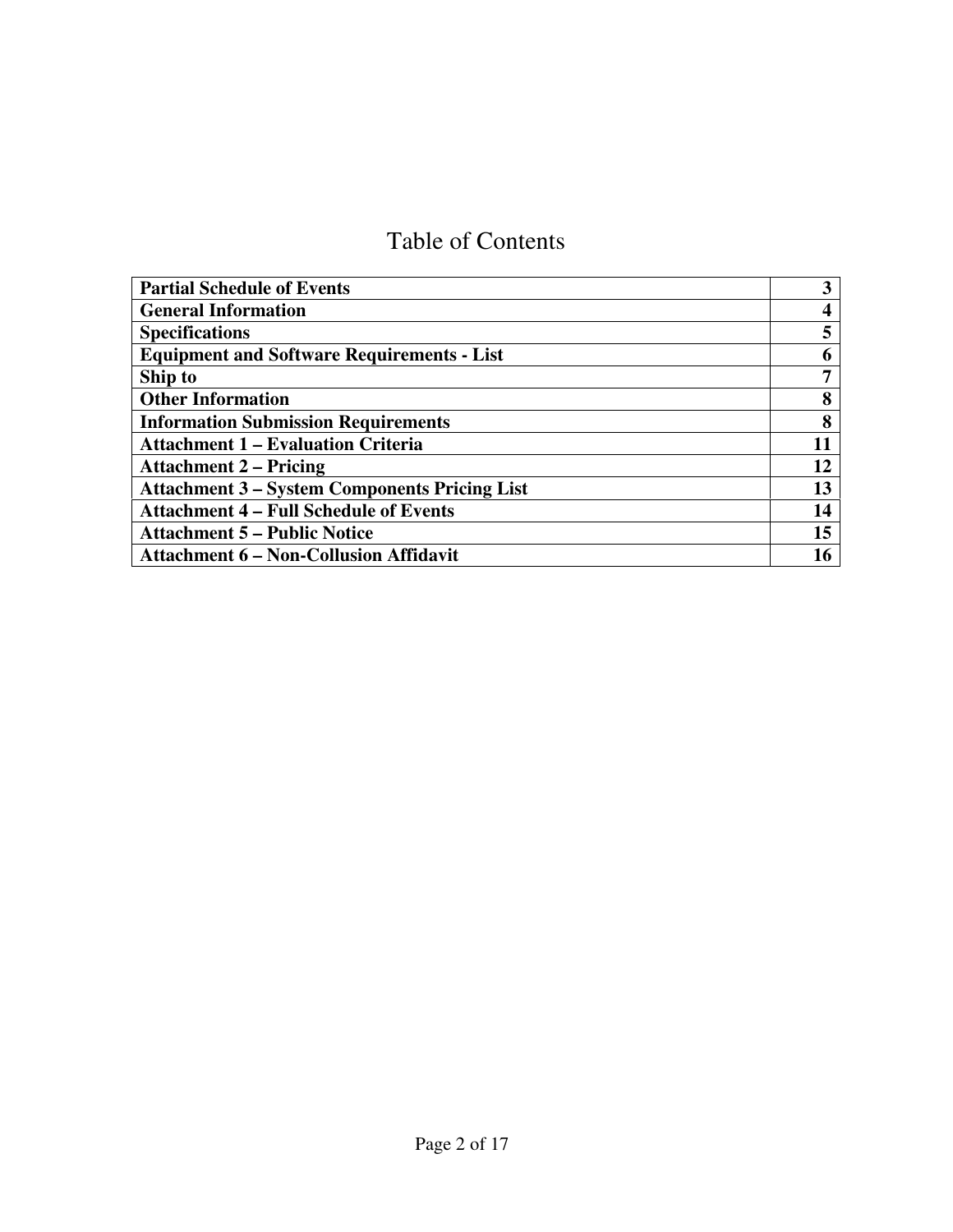# Table of Contents

| | |
|---|---|
| **Partial Schedule of Events** | **3** |
| **General Information** | **4** |
| **Specifications** | **5** |
| **Equipment and Software Requirements - List** | **6** |
| **Ship to** | **7** |
| **Other Information** | **8** |
| **Information Submission Requirements** | **8** |
| **Attachment 1 – Evaluation Criteria** | **11** |
| **Attachment 2 – Pricing** | **12** |
| **Attachment 3 – System Components Pricing List** | **13** |
| **Attachment 4 – Full Schedule of Events** | **14** |
| **Attachment 5 – Public Notice** | **15** |
| **Attachment 6 – Non-Collusion Affidavit** | **16** |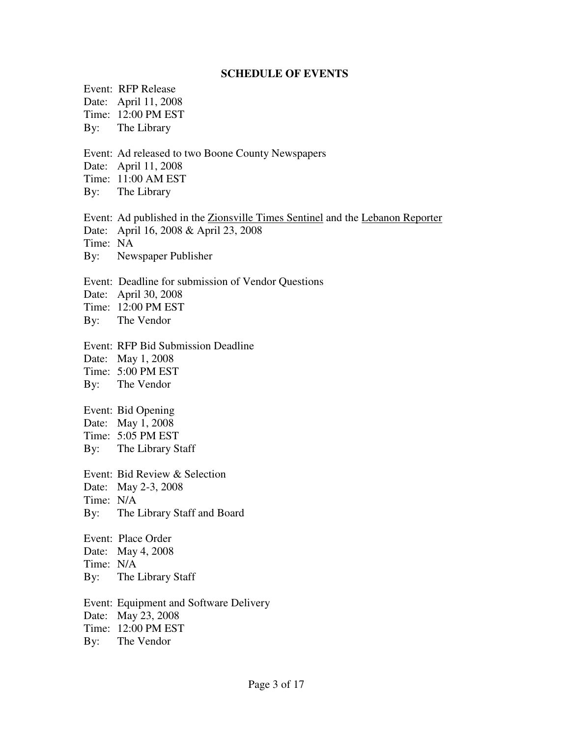## SCHEDULE OF EVENTS

Event: RFP Release
Date: April 11, 2008
Time: 12:00 PM EST
By: The Library

Event: Ad released to two Boone County Newspapers
Date: April 11, 2008
Time: 11:00 AM EST
By: The Library

Event: Ad published in the Zionsville Times Sentinel and the Lebanon Reporter
Date: April 16, 2008 & April 23, 2008
Time: NA
By: Newspaper Publisher

Event: Deadline for submission of Vendor Questions
Date: April 30, 2008
Time: 12:00 PM EST
By: The Vendor

Event: RFP Bid Submission Deadline
Date: May 1, 2008
Time: 5:00 PM EST
By: The Vendor

Event: Bid Opening
Date: May 1, 2008
Time: 5:05 PM EST
By: The Library Staff

Event: Bid Review & Selection
Date: May 2-3, 2008
Time: N/A
By: The Library Staff and Board

Event: Place Order
Date: May 4, 2008
Time: N/A
By: The Library Staff

Event: Equipment and Software Delivery
Date: May 23, 2008
Time: 12:00 PM EST
By: The Vendor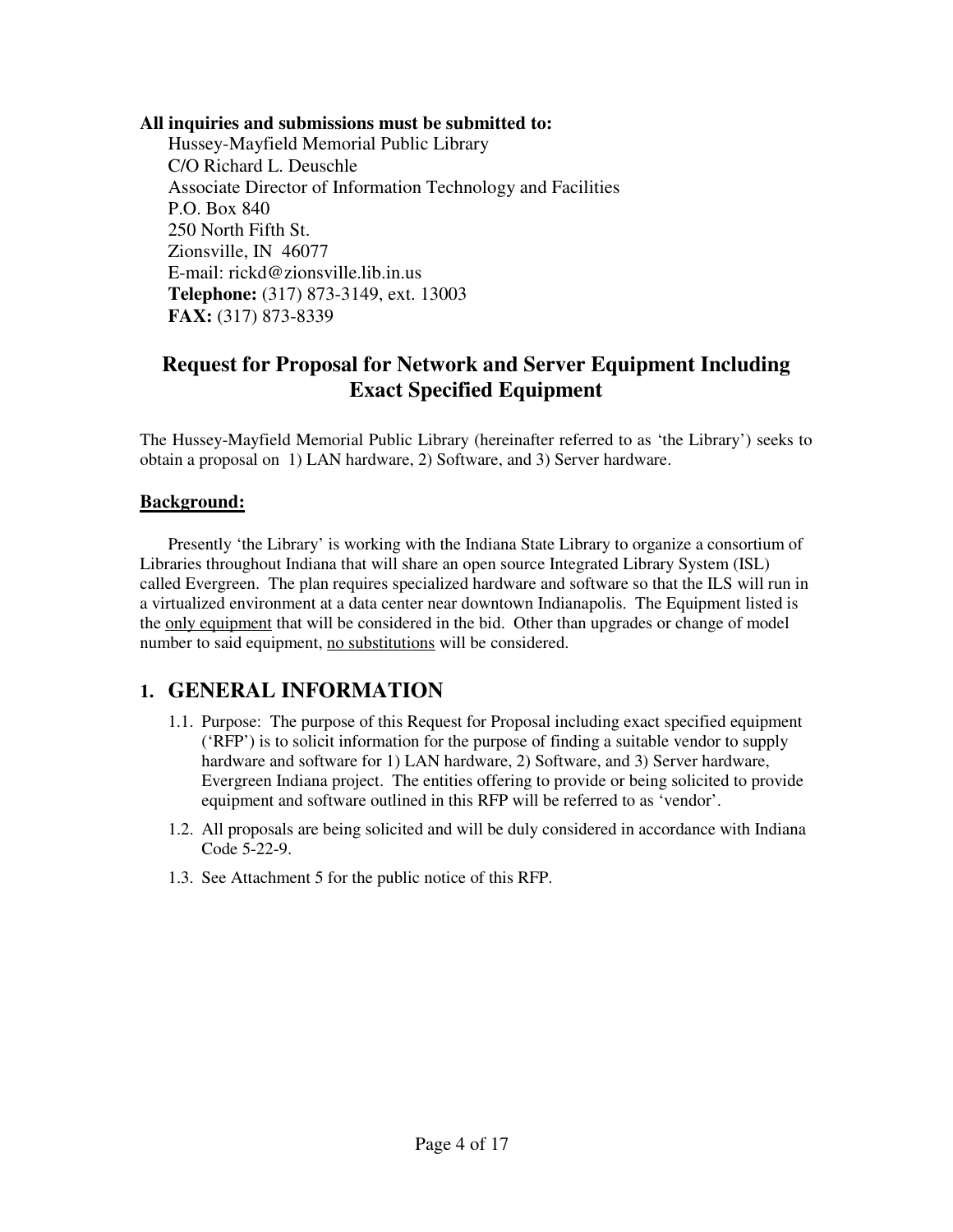**All inquiries and submissions must be submitted to:**

Hussey-Mayfield Memorial Public Library  
C/O Richard L. Deuschle  
Associate Director of Information Technology and Facilities  
P.O. Box 840  
250 North Fifth St.  
Zionsville, IN 46077  
E-mail: rickd@zionsville.lib.in.us  
**Telephone:** (317) 873-3149, ext. 13003  
**FAX:** (317) 873-8339

## Request for Proposal for Network and Server Equipment Including Exact Specified Equipment

The Hussey-Mayfield Memorial Public Library (hereinafter referred to as 'the Library') seeks to obtain a proposal on 1) LAN hardware, 2) Software, and 3) Server hardware.

**Background:**

Presently 'the Library' is working with the Indiana State Library to organize a consortium of Libraries throughout Indiana that will share an open source Integrated Library System (ISL) called Evergreen. The plan requires specialized hardware and software so that the ILS will run in a virtualized environment at a data center near downtown Indianapolis. The Equipment listed is the only equipment that will be considered in the bid. Other than upgrades or change of model number to said equipment, no substitutions will be considered.

# 1. GENERAL INFORMATION

1.1. Purpose: The purpose of this Request for Proposal including exact specified equipment ('RFP') is to solicit information for the purpose of finding a suitable vendor to supply hardware and software for 1) LAN hardware, 2) Software, and 3) Server hardware, Evergreen Indiana project. The entities offering to provide or being solicited to provide equipment and software outlined in this RFP will be referred to as 'vendor'.

1.2. All proposals are being solicited and will be duly considered in accordance with Indiana Code 5-22-9.

1.3. See Attachment 5 for the public notice of this RFP.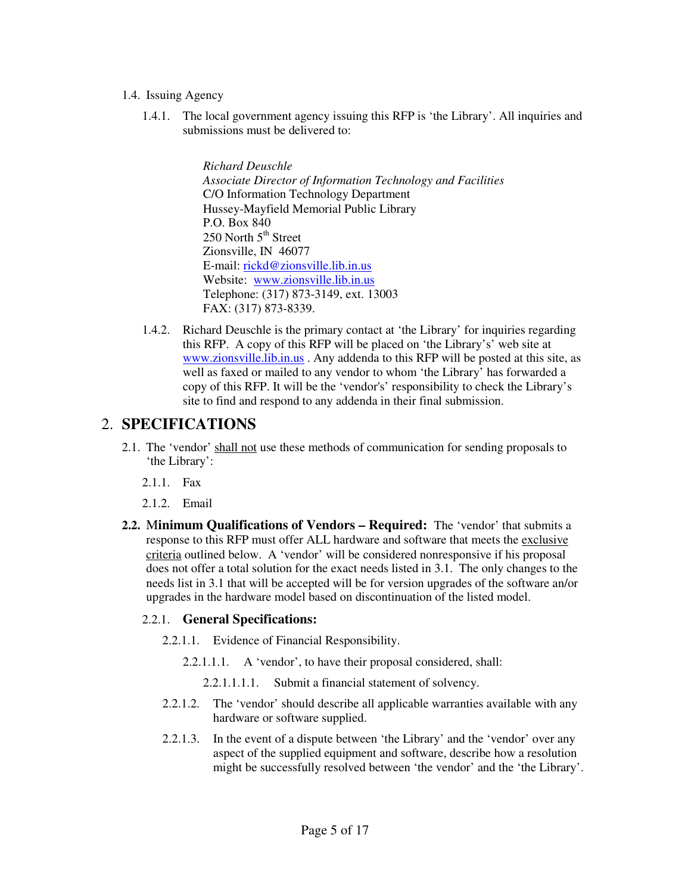1.4. Issuing Agency

1.4.1. The local government agency issuing this RFP is 'the Library'. All inquiries and submissions must be delivered to:

> *Richard Deuschle*
> *Associate Director of Information Technology and Facilities*
> C/O Information Technology Department
> Hussey-Mayfield Memorial Public Library
> P.O. Box 840
> 250 North 5th Street
> Zionsville, IN 46077
> E-mail: rickd@zionsville.lib.in.us
> Website: www.zionsville.lib.in.us
> Telephone: (317) 873-3149, ext. 13003
> FAX: (317) 873-8339.

1.4.2. Richard Deuschle is the primary contact at 'the Library' for inquiries regarding this RFP. A copy of this RFP will be placed on 'the Library's' web site at www.zionsville.lib.in.us . Any addenda to this RFP will be posted at this site, as well as faxed or mailed to any vendor to whom 'the Library' has forwarded a copy of this RFP. It will be the 'vendor's' responsibility to check the Library's site to find and respond to any addenda in their final submission.

# 2. SPECIFICATIONS

2.1. The 'vendor' <u>shall not</u> use these methods of communication for sending proposals to 'the Library':

2.1.1. Fax

2.1.2. Email

**2.2. Minimum Qualifications of Vendors – Required:** The 'vendor' that submits a response to this RFP must offer ALL hardware and software that meets the <u>exclusive criteria</u> outlined below. A 'vendor' will be considered nonresponsive if his proposal does not offer a total solution for the exact needs listed in 3.1. The only changes to the needs list in 3.1 that will be accepted will be for version upgrades of the software an/or upgrades in the hardware model based on discontinuation of the listed model.

2.2.1. **General Specifications:**

2.2.1.1. Evidence of Financial Responsibility.

2.2.1.1.1. A 'vendor', to have their proposal considered, shall:

2.2.1.1.1.1. Submit a financial statement of solvency.

2.2.1.2. The 'vendor' should describe all applicable warranties available with any hardware or software supplied.

2.2.1.3. In the event of a dispute between 'the Library' and the 'vendor' over any aspect of the supplied equipment and software, describe how a resolution might be successfully resolved between 'the vendor' and the 'the Library'.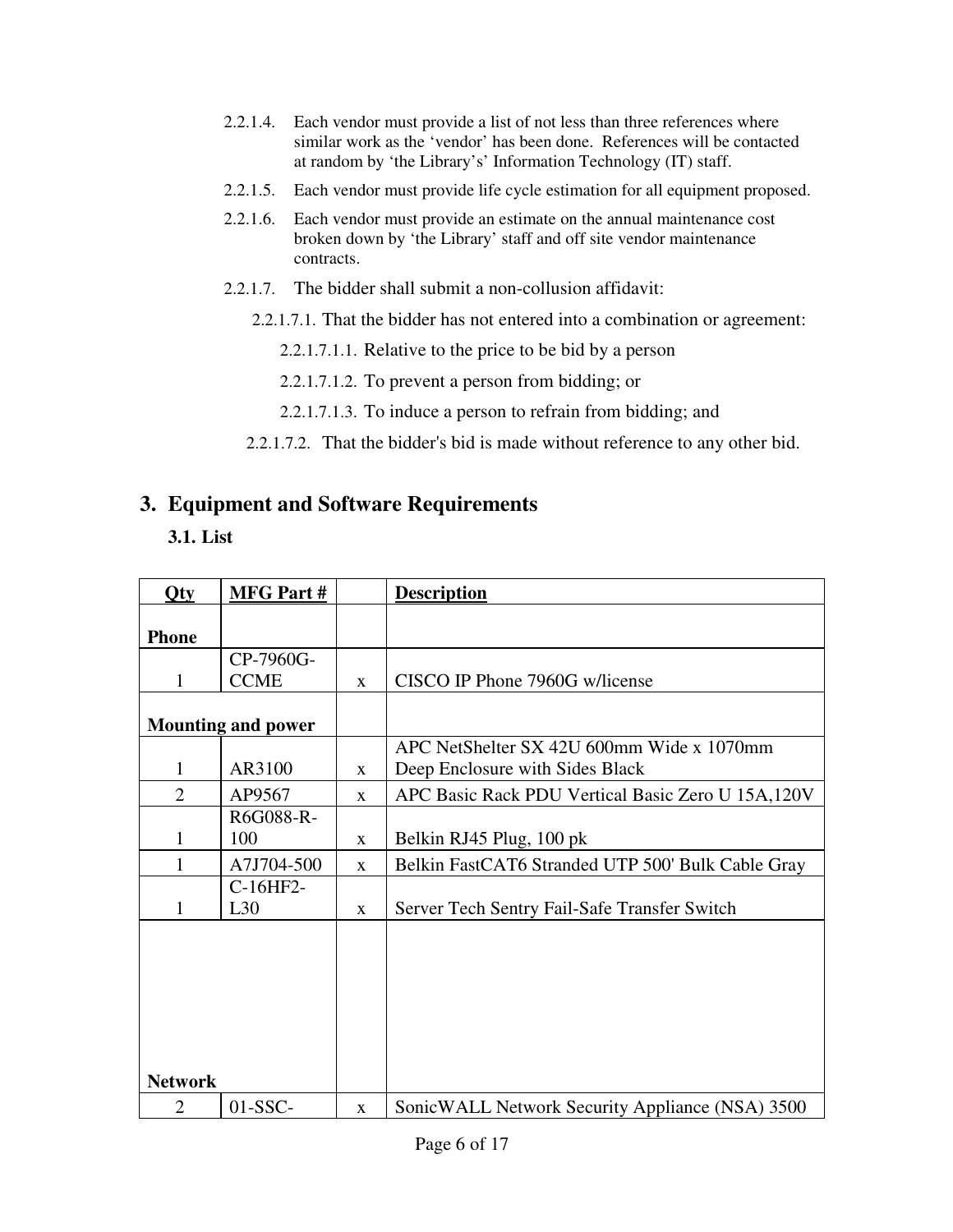2.2.1.4. Each vendor must provide a list of not less than three references where similar work as the 'vendor' has been done. References will be contacted at random by 'the Library's' Information Technology (IT) staff.

2.2.1.5. Each vendor must provide life cycle estimation for all equipment proposed.

2.2.1.6. Each vendor must provide an estimate on the annual maintenance cost broken down by 'the Library' staff and off site vendor maintenance contracts.

2.2.1.7. The bidder shall submit a non-collusion affidavit:

- 2.2.1.7.1. That the bidder has not entered into a combination or agreement:
  - 2.2.1.7.1.1. Relative to the price to be bid by a person
  - 2.2.1.7.1.2. To prevent a person from bidding; or
  - 2.2.1.7.1.3. To induce a person to refrain from bidding; and
- 2.2.1.7.2. That the bidder's bid is made without reference to any other bid.

## 3. Equipment and Software Requirements

### 3.1. List

| Qty | MFG Part # | | Description |
|---|---|---|---|
| **Phone** | | | |
| 1 | CP-7960G-CCME | x | CISCO IP Phone 7960G w/license |
| **Mounting and power** | | | |
| 1 | AR3100 | x | APC NetShelter SX 42U 600mm Wide x 1070mm Deep Enclosure with Sides Black |
| 2 | AP9567 | x | APC Basic Rack PDU Vertical Basic Zero U 15A,120V |
| 1 | R6G088-R-100 | x | Belkin RJ45 Plug, 100 pk |
| 1 | A7J704-500 | x | Belkin FastCAT6 Stranded UTP 500' Bulk Cable Gray |
| 1 | C-16HF2-L30 | x | Server Tech Sentry Fail-Safe Transfer Switch |
| **Network** | | | |
| 2 | 01-SSC- | x | SonicWALL Network Security Appliance (NSA) 3500 |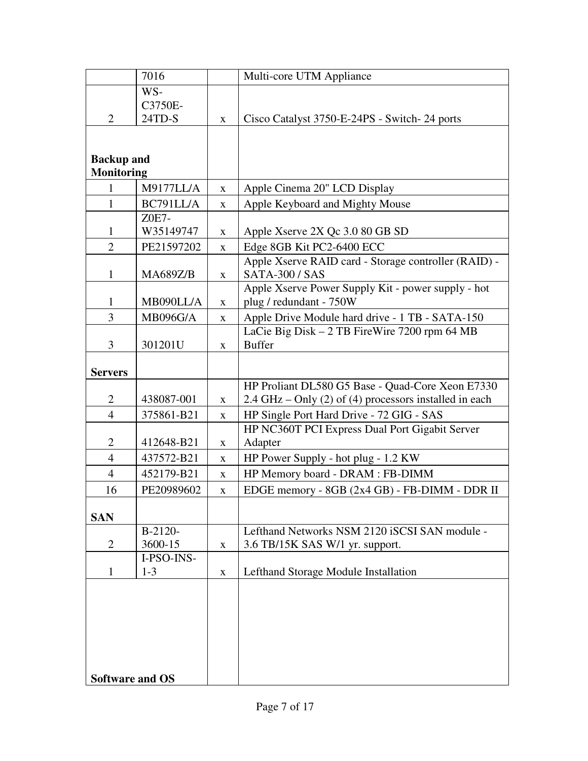|  |  |  |  |
|---|---|---|---|
|  | 7016 |  | Multi-core UTM Appliance |
| 2 | WS-C3750E-24TD-S | x | Cisco Catalyst 3750-E-24PS - Switch- 24 ports |
| **Backup and Monitoring** |  |  |  |
| 1 | M9177LL/A | x | Apple Cinema 20" LCD Display |
| 1 | BC791LL/A | x | Apple Keyboard and Mighty Mouse |
| 1 | Z0E7-W35149747 | x | Apple Xserve 2X Qc 3.0 80 GB SD |
| 2 | PE21597202 | x | Edge 8GB Kit PC2-6400 ECC |
| 1 | MA689Z/B | x | Apple Xserve RAID card - Storage controller (RAID) - SATA-300 / SAS |
| 1 | MB090LL/A | x | Apple Xserve Power Supply Kit - power supply - hot plug / redundant - 750W |
| 3 | MB096G/A | x | Apple Drive Module hard drive - 1 TB - SATA-150 |
| 3 | 301201U | x | LaCie Big Disk – 2 TB FireWire 7200 rpm 64 MB Buffer |
| **Servers** |  |  |  |
| 2 | 438087-001 | x | HP Proliant DL580 G5 Base - Quad-Core Xeon E7330 2.4 GHz – Only (2) of (4) processors installed in each |
| 4 | 375861-B21 | x | HP Single Port Hard Drive - 72 GIG - SAS |
| 2 | 412648-B21 | x | HP NC360T PCI Express Dual Port Gigabit Server Adapter |
| 4 | 437572-B21 | x | HP Power Supply - hot plug - 1.2 KW |
| 4 | 452179-B21 | x | HP Memory board - DRAM : FB-DIMM |
| 16 | PE20989602 | x | EDGE memory - 8GB (2x4 GB) - FB-DIMM - DDR II |
| **SAN** |  |  |  |
| 2 | B-2120-3600-15 | x | Lefthand Networks NSM 2120 iSCSI SAN module - 3.6 TB/15K SAS W/1 yr. support. |
| 1 | I-PSO-INS-1-3 | x | Lefthand Storage Module Installation |
| **Software and OS** |  |  |  |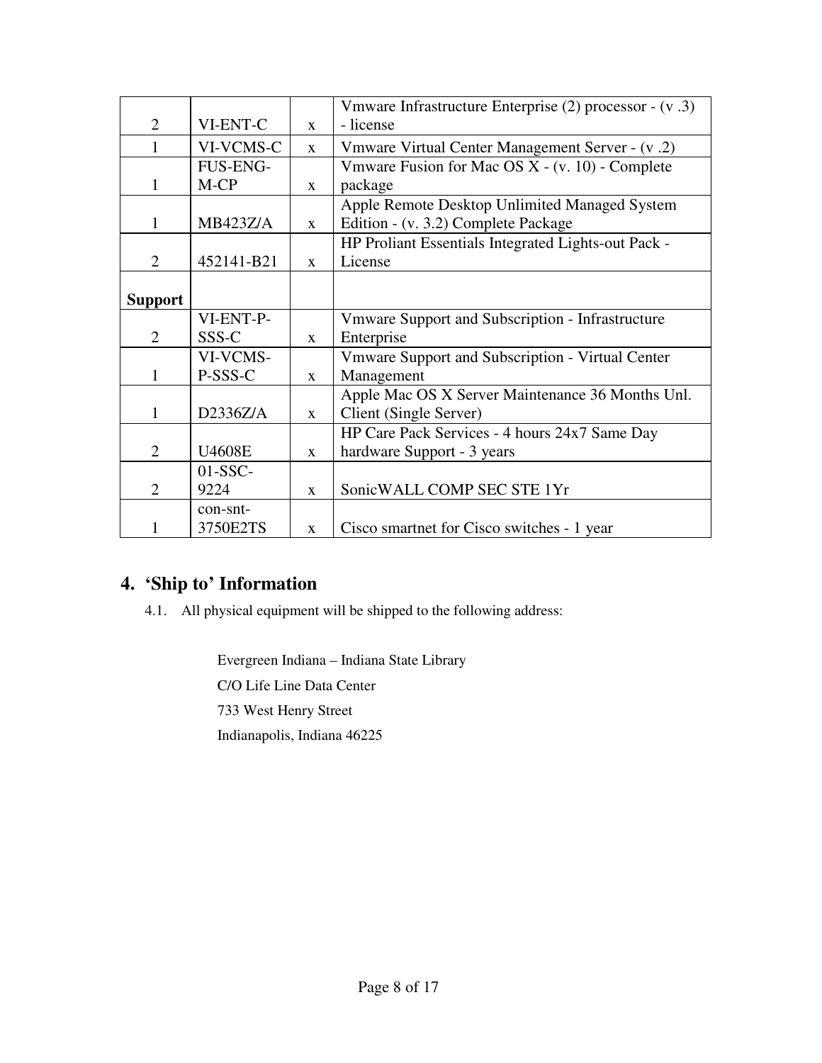| | | | |
|---|---|---|---|
| 2 | VI-ENT-C | x | Vmware Infrastructure Enterprise (2) processor - (v .3) - license |
| 1 | VI-VCMS-C | x | Vmware Virtual Center Management Server - (v .2) |
| 1 | FUS-ENG-M-CP | x | Vmware Fusion for Mac OS X - (v. 10) - Complete package |
| 1 | MB423Z/A | x | Apple Remote Desktop Unlimited Managed System Edition - (v. 3.2) Complete Package |
| 2 | 452141-B21 | x | HP Proliant Essentials Integrated Lights-out Pack - License |
| **Support** | | | |
| 2 | VI-ENT-P-SSS-C | x | Vmware Support and Subscription - Infrastructure Enterprise |
| 1 | VI-VCMS-P-SSS-C | x | Vmware Support and Subscription - Virtual Center Management |
| 1 | D2336Z/A | x | Apple Mac OS X Server Maintenance 36 Months Unl. Client (Single Server) |
| 2 | U4608E | x | HP Care Pack Services - 4 hours 24x7 Same Day hardware Support - 3 years |
| 2 | 01-SSC-9224 | x | SonicWALL COMP SEC STE 1Yr |
| 1 | con-snt-3750E2TS | x | Cisco smartnet for Cisco switches - 1 year |

## 4. 'Ship to' Information

4.1. All physical equipment will be shipped to the following address:

Evergreen Indiana – Indiana State Library
C/O Life Line Data Center
733 West Henry Street
Indianapolis, Indiana 46225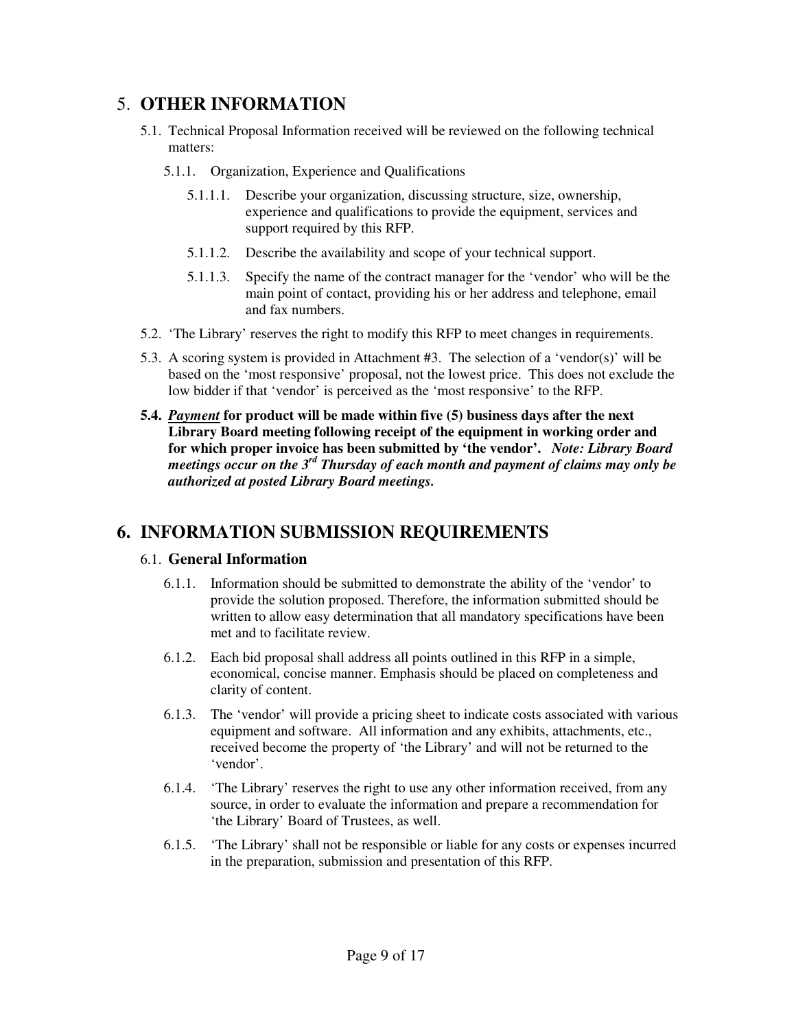# 5. **OTHER INFORMATION**

5.1. Technical Proposal Information received will be reviewed on the following technical matters:

5.1.1. Organization, Experience and Qualifications

5.1.1.1. Describe your organization, discussing structure, size, ownership, experience and qualifications to provide the equipment, services and support required by this RFP.

5.1.1.2. Describe the availability and scope of your technical support.

5.1.1.3. Specify the name of the contract manager for the 'vendor' who will be the main point of contact, providing his or her address and telephone, email and fax numbers.

5.2. 'The Library' reserves the right to modify this RFP to meet changes in requirements.

5.3. A scoring system is provided in Attachment #3. The selection of a 'vendor(s)' will be based on the 'most responsive' proposal, not the lowest price. This does not exclude the low bidder if that 'vendor' is perceived as the 'most responsive' to the RFP.

**5.4. *<u>Payment</u>* for product will be made within five (5) business days after the next Library Board meeting following receipt of the equipment in working order and for which proper invoice has been submitted by 'the vendor'. *Note: Library Board meetings occur on the 3rd Thursday of each month and payment of claims may only be authorized at posted Library Board meetings.***

# 6. INFORMATION SUBMISSION REQUIREMENTS

## 6.1. General Information

6.1.1. Information should be submitted to demonstrate the ability of the 'vendor' to provide the solution proposed. Therefore, the information submitted should be written to allow easy determination that all mandatory specifications have been met and to facilitate review.

6.1.2. Each bid proposal shall address all points outlined in this RFP in a simple, economical, concise manner. Emphasis should be placed on completeness and clarity of content.

6.1.3. The 'vendor' will provide a pricing sheet to indicate costs associated with various equipment and software. All information and any exhibits, attachments, etc., received become the property of 'the Library' and will not be returned to the 'vendor'.

6.1.4. 'The Library' reserves the right to use any other information received, from any source, in order to evaluate the information and prepare a recommendation for 'the Library' Board of Trustees, as well.

6.1.5. 'The Library' shall not be responsible or liable for any costs or expenses incurred in the preparation, submission and presentation of this RFP.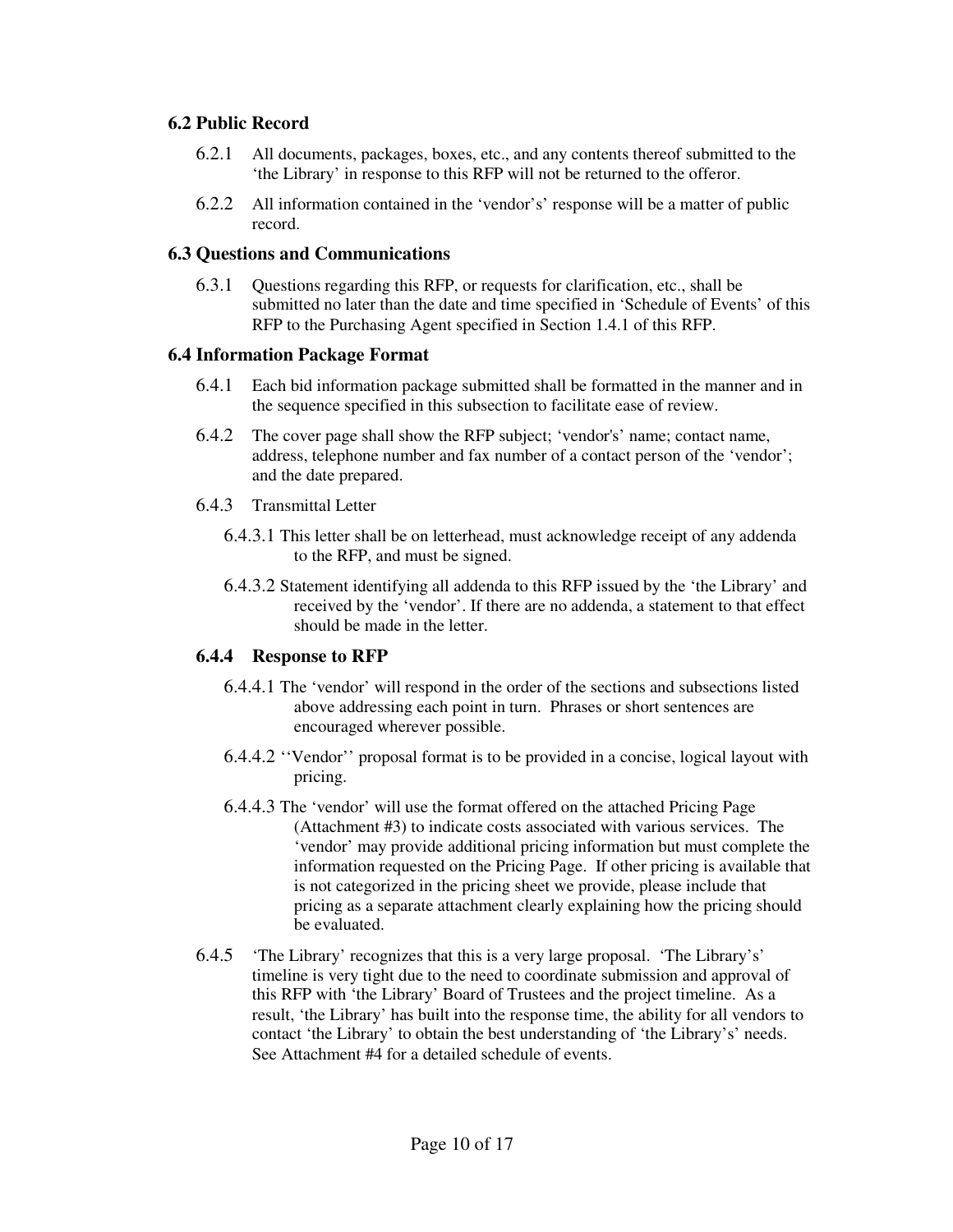### 6.2 Public Record

6.2.1 All documents, packages, boxes, etc., and any contents thereof submitted to the 'the Library' in response to this RFP will not be returned to the offeror.

6.2.2 All information contained in the 'vendor's' response will be a matter of public record.

### 6.3 Questions and Communications

6.3.1 Questions regarding this RFP, or requests for clarification, etc., shall be submitted no later than the date and time specified in 'Schedule of Events' of this RFP to the Purchasing Agent specified in Section 1.4.1 of this RFP.

### 6.4 Information Package Format

6.4.1 Each bid information package submitted shall be formatted in the manner and in the sequence specified in this subsection to facilitate ease of review.

6.4.2 The cover page shall show the RFP subject; 'vendor's' name; contact name, address, telephone number and fax number of a contact person of the 'vendor'; and the date prepared.

6.4.3 Transmittal Letter

6.4.3.1 This letter shall be on letterhead, must acknowledge receipt of any addenda to the RFP, and must be signed.

6.4.3.2 Statement identifying all addenda to this RFP issued by the 'the Library' and received by the 'vendor'. If there are no addenda, a statement to that effect should be made in the letter.

#### 6.4.4 Response to RFP

6.4.4.1 The 'vendor' will respond in the order of the sections and subsections listed above addressing each point in turn. Phrases or short sentences are encouraged wherever possible.

6.4.4.2 ''Vendor'' proposal format is to be provided in a concise, logical layout with pricing.

6.4.4.3 The 'vendor' will use the format offered on the attached Pricing Page (Attachment #3) to indicate costs associated with various services. The 'vendor' may provide additional pricing information but must complete the information requested on the Pricing Page. If other pricing is available that is not categorized in the pricing sheet we provide, please include that pricing as a separate attachment clearly explaining how the pricing should be evaluated.

6.4.5 'The Library' recognizes that this is a very large proposal. 'The Library's' timeline is very tight due to the need to coordinate submission and approval of this RFP with 'the Library' Board of Trustees and the project timeline. As a result, 'the Library' has built into the response time, the ability for all vendors to contact 'the Library' to obtain the best understanding of 'the Library's' needs. See Attachment #4 for a detailed schedule of events.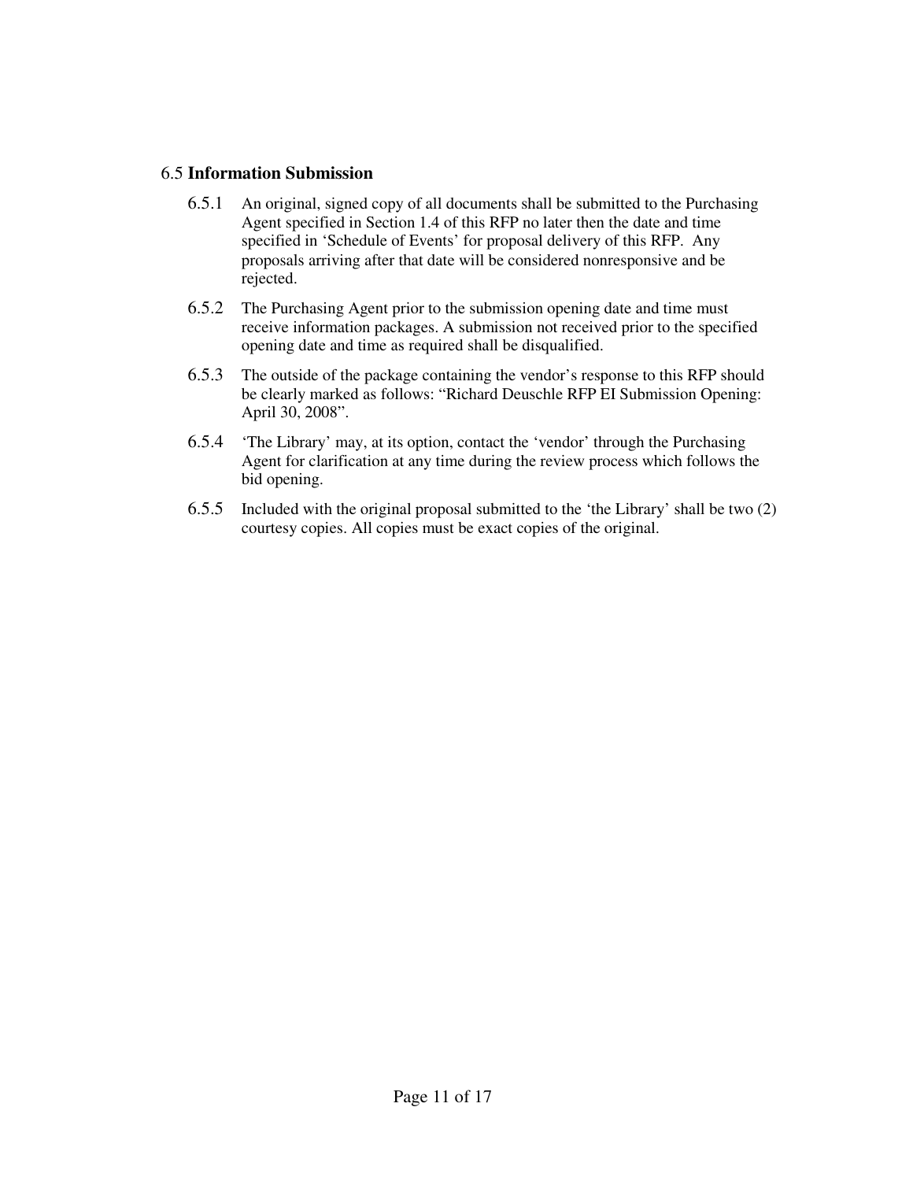### 6.5 **Information Submission**

6.5.1 An original, signed copy of all documents shall be submitted to the Purchasing Agent specified in Section 1.4 of this RFP no later then the date and time specified in 'Schedule of Events' for proposal delivery of this RFP. Any proposals arriving after that date will be considered nonresponsive and be rejected.

6.5.2 The Purchasing Agent prior to the submission opening date and time must receive information packages. A submission not received prior to the specified opening date and time as required shall be disqualified.

6.5.3 The outside of the package containing the vendor's response to this RFP should be clearly marked as follows: "Richard Deuschle RFP EI Submission Opening: April 30, 2008".

6.5.4 'The Library' may, at its option, contact the 'vendor' through the Purchasing Agent for clarification at any time during the review process which follows the bid opening.

6.5.5 Included with the original proposal submitted to the 'the Library' shall be two (2) courtesy copies. All copies must be exact copies of the original.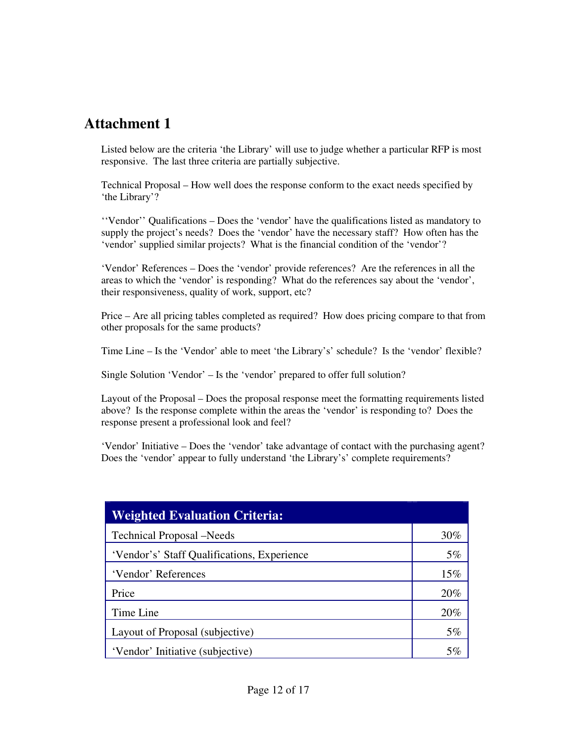# Attachment 1

Listed below are the criteria 'the Library' will use to judge whether a particular RFP is most responsive. The last three criteria are partially subjective.

Technical Proposal – How well does the response conform to the exact needs specified by 'the Library'?

''Vendor'' Qualifications – Does the 'vendor' have the qualifications listed as mandatory to supply the project's needs? Does the 'vendor' have the necessary staff? How often has the 'vendor' supplied similar projects? What is the financial condition of the 'vendor'?

'Vendor' References – Does the 'vendor' provide references? Are the references in all the areas to which the 'vendor' is responding? What do the references say about the 'vendor', their responsiveness, quality of work, support, etc?

Price – Are all pricing tables completed as required? How does pricing compare to that from other proposals for the same products?

Time Line – Is the 'Vendor' able to meet 'the Library's' schedule? Is the 'vendor' flexible?

Single Solution 'Vendor' – Is the 'vendor' prepared to offer full solution?

Layout of the Proposal – Does the proposal response meet the formatting requirements listed above? Is the response complete within the areas the 'vendor' is responding to? Does the response present a professional look and feel?

'Vendor' Initiative – Does the 'vendor' take advantage of contact with the purchasing agent? Does the 'vendor' appear to fully understand 'the Library's' complete requirements?

| **Weighted Evaluation Criteria:** | |
|---|---|
| Technical Proposal –Needs | 30% |
| 'Vendor's' Staff Qualifications, Experience | 5% |
| 'Vendor' References | 15% |
| Price | 20% |
| Time Line | 20% |
| Layout of Proposal (subjective) | 5% |
| 'Vendor' Initiative (subjective) | 5% |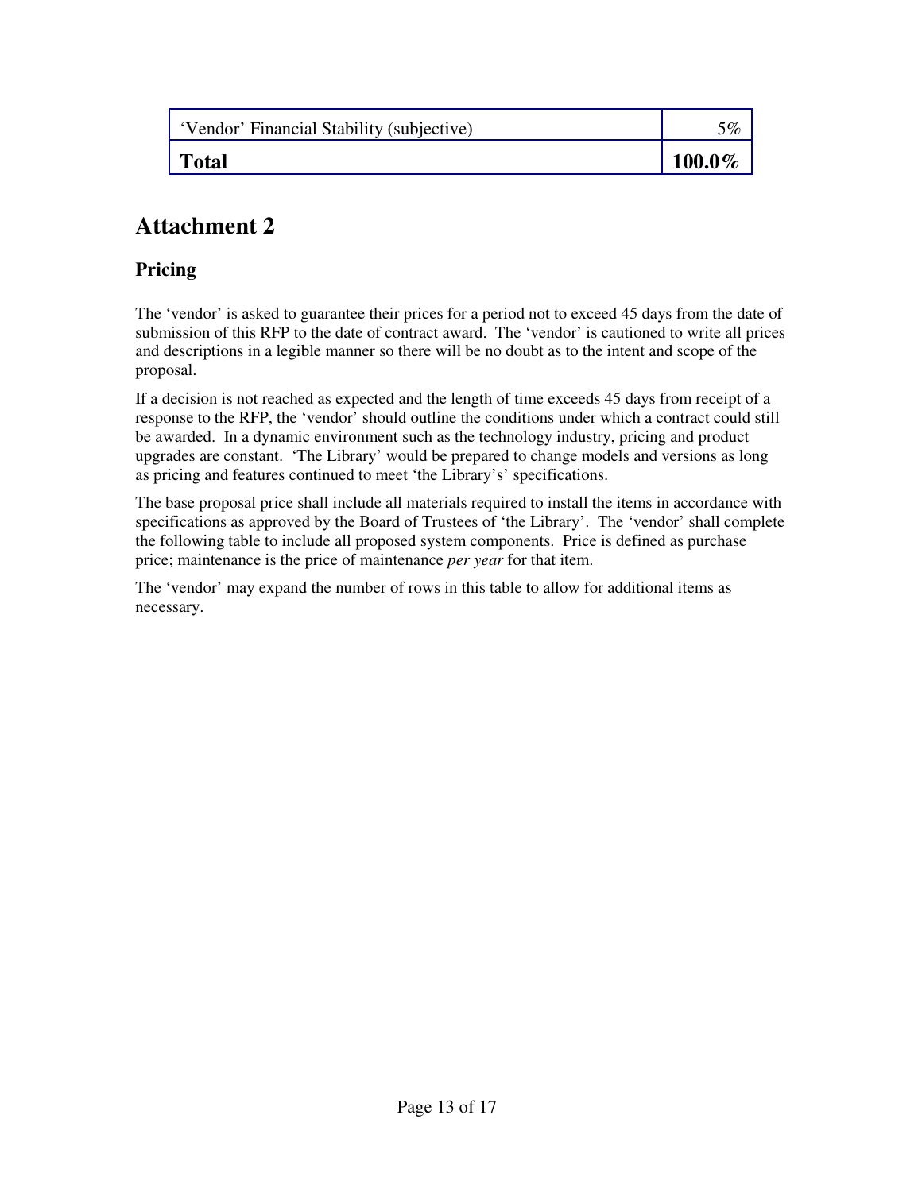| | |
|---|---|
| ‘Vendor’ Financial Stability (subjective) | 5% |
| **Total** | **100.0%** |

# Attachment 2

## Pricing

The ‘vendor’ is asked to guarantee their prices for a period not to exceed 45 days from the date of submission of this RFP to the date of contract award. The ‘vendor’ is cautioned to write all prices and descriptions in a legible manner so there will be no doubt as to the intent and scope of the proposal.

If a decision is not reached as expected and the length of time exceeds 45 days from receipt of a response to the RFP, the ‘vendor’ should outline the conditions under which a contract could still be awarded. In a dynamic environment such as the technology industry, pricing and product upgrades are constant. ‘The Library’ would be prepared to change models and versions as long as pricing and features continued to meet ‘the Library’s’ specifications.

The base proposal price shall include all materials required to install the items in accordance with specifications as approved by the Board of Trustees of ‘the Library’. The ‘vendor’ shall complete the following table to include all proposed system components. Price is defined as purchase price; maintenance is the price of maintenance *per year* for that item.

The ‘vendor’ may expand the number of rows in this table to allow for additional items as necessary.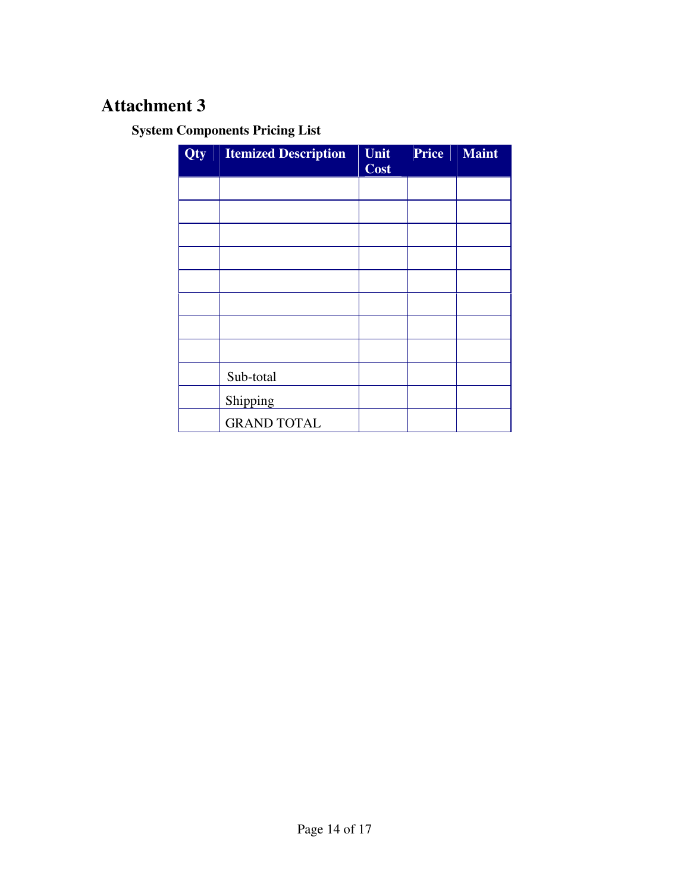# Attachment 3

**System Components Pricing List**

| Qty | Itemized Description | Unit Cost | Price | Maint |
|---|---|---|---|---|
| | | | | |
| | | | | |
| | | | | |
| | | | | |
| | | | | |
| | | | | |
| | | | | |
| | | | | |
| | Sub-total | | | |
| | Shipping | | | |
| | GRAND TOTAL | | | |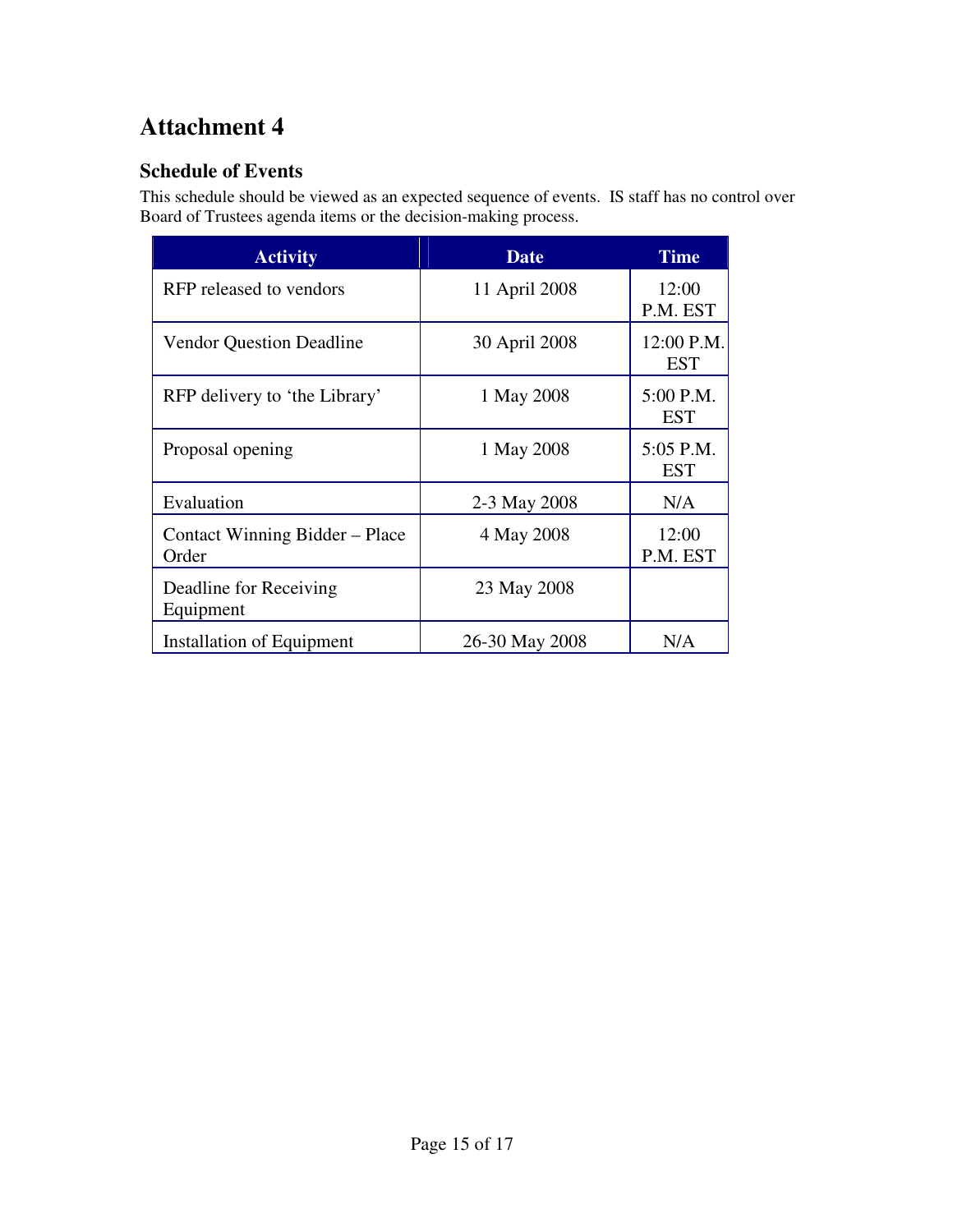# Attachment 4

### Schedule of Events

This schedule should be viewed as an expected sequence of events. IS staff has no control over Board of Trustees agenda items or the decision-making process.

| Activity | Date | Time |
|---|---|---|
| RFP released to vendors | 11 April 2008 | 12:00 P.M. EST |
| Vendor Question Deadline | 30 April 2008 | 12:00 P.M. EST |
| RFP delivery to 'the Library' | 1 May 2008 | 5:00 P.M. EST |
| Proposal opening | 1 May 2008 | 5:05 P.M. EST |
| Evaluation | 2-3 May 2008 | N/A |
| Contact Winning Bidder – Place Order | 4 May 2008 | 12:00 P.M. EST |
| Deadline for Receiving Equipment | 23 May 2008 | |
| Installation of Equipment | 26-30 May 2008 | N/A |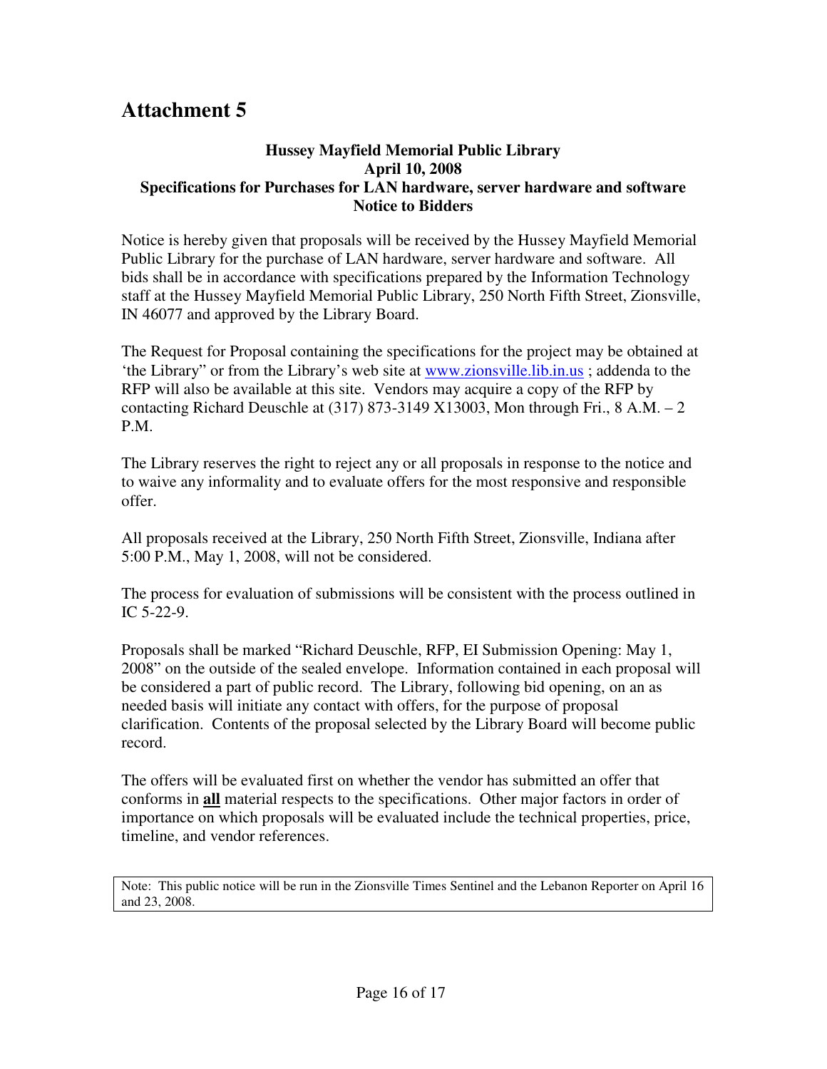# Attachment 5

**Hussey Mayfield Memorial Public Library**
**April 10, 2008**
**Specifications for Purchases for LAN hardware, server hardware and software**
**Notice to Bidders**

Notice is hereby given that proposals will be received by the Hussey Mayfield Memorial Public Library for the purchase of LAN hardware, server hardware and software. All bids shall be in accordance with specifications prepared by the Information Technology staff at the Hussey Mayfield Memorial Public Library, 250 North Fifth Street, Zionsville, IN 46077 and approved by the Library Board.

The Request for Proposal containing the specifications for the project may be obtained at 'the Library" or from the Library's web site at [www.zionsville.lib.in.us](www.zionsville.lib.in.us) ; addenda to the RFP will also be available at this site. Vendors may acquire a copy of the RFP by contacting Richard Deuschle at (317) 873-3149 X13003, Mon through Fri., 8 A.M. – 2 P.M.

The Library reserves the right to reject any or all proposals in response to the notice and to waive any informality and to evaluate offers for the most responsive and responsible offer.

All proposals received at the Library, 250 North Fifth Street, Zionsville, Indiana after 5:00 P.M., May 1, 2008, will not be considered.

The process for evaluation of submissions will be consistent with the process outlined in IC 5-22-9.

Proposals shall be marked "Richard Deuschle, RFP, EI Submission Opening: May 1, 2008" on the outside of the sealed envelope. Information contained in each proposal will be considered a part of public record. The Library, following bid opening, on an as needed basis will initiate any contact with offers, for the purpose of proposal clarification. Contents of the proposal selected by the Library Board will become public record.

The offers will be evaluated first on whether the vendor has submitted an offer that conforms in **all** material respects to the specifications. Other major factors in order of importance on which proposals will be evaluated include the technical properties, price, timeline, and vendor references.

Note: This public notice will be run in the Zionsville Times Sentinel and the Lebanon Reporter on April 16 and 23, 2008.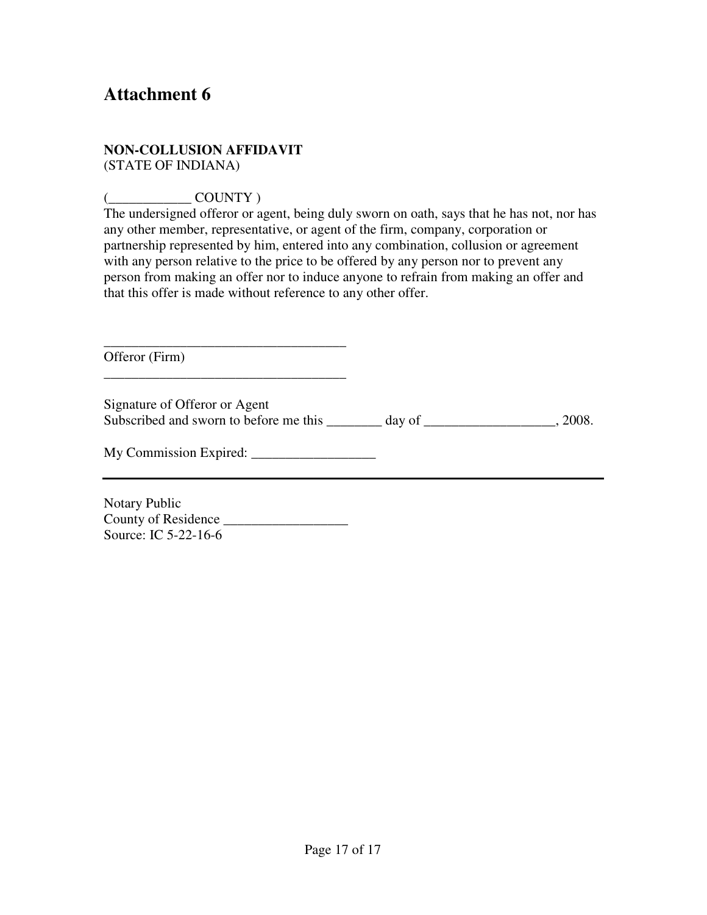# Attachment 6

**NON-COLLUSION AFFIDAVIT**
(STATE OF INDIANA)

(____________ COUNTY )
The undersigned offeror or agent, being duly sworn on oath, says that he has not, nor has any other member, representative, or agent of the firm, company, corporation or partnership represented by him, entered into any combination, collusion or agreement with any person relative to the price to be offered by any person nor to prevent any person from making an offer nor to induce anyone to refrain from making an offer and that this offer is made without reference to any other offer.

___________________________________
Offeror (Firm)
___________________________________

Signature of Offeror or Agent
Subscribed and sworn to before me this ________ day of __________________, 2008.

My Commission Expired: __________________

---

Notary Public
County of Residence __________________
Source: IC 5-22-16-6